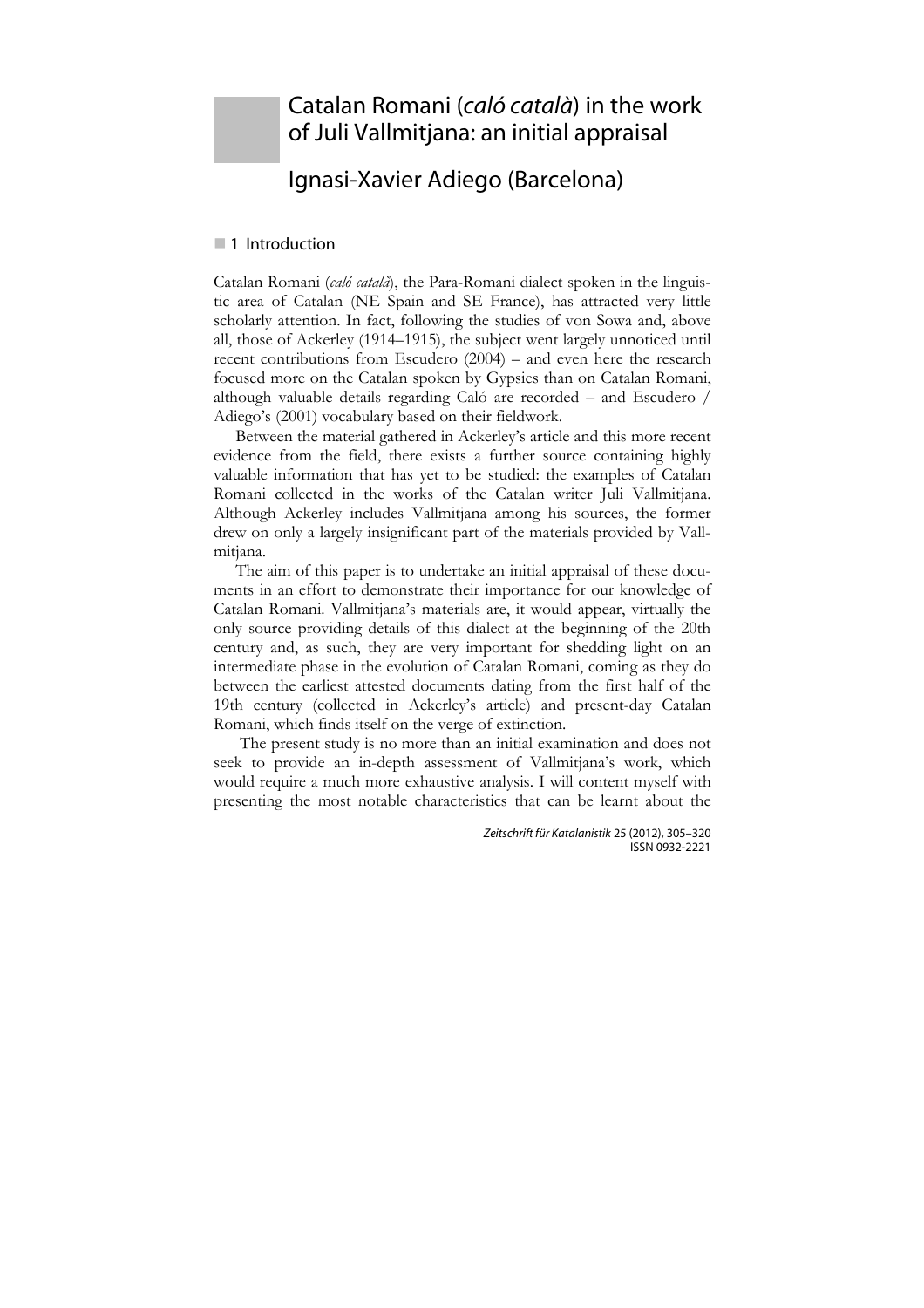# Catalan Romani (*caló català*) in the work of Juli Vallmitjana: an initial appraisal

## Ignasi-Xavier Adiego (Barcelona)

### 1 Introduction

Catalan Romani (*caló català*), the Para-Romani dialect spoken in the linguistic area of Catalan (NE Spain and SE France), has attracted very little scholarly attention. In fact, following the studies of von Sowa and, above all, those of Ackerley (1914–1915), the subject went largely unnoticed until recent contributions from Escudero (2004) – and even here the research focused more on the Catalan spoken by Gypsies than on Catalan Romani, although valuable details regarding Caló are recorded – and Escudero / Adiego's (2001) vocabulary based on their fieldwork.

Between the material gathered in Ackerley's article and this more recent evidence from the field, there exists a further source containing highly valuable information that has yet to be studied: the examples of Catalan Romani collected in the works of the Catalan writer Juli Vallmitjana. Although Ackerley includes Vallmitjana among his sources, the former drew on only a largely insignificant part of the materials provided by Vallmitjana.

The aim of this paper is to undertake an initial appraisal of these documents in an effort to demonstrate their importance for our knowledge of Catalan Romani. Vallmitjana's materials are, it would appear, virtually the only source providing details of this dialect at the beginning of the 20th century and, as such, they are very important for shedding light on an intermediate phase in the evolution of Catalan Romani, coming as they do between the earliest attested documents dating from the first half of the 19th century (collected in Ackerley's article) and present-day Catalan Romani, which finds itself on the verge of extinction.

The present study is no more than an initial examination and does not seek to provide an in-depth assessment of Vallmitjana's work, which would require a much more exhaustive analysis. I will content myself with presenting the most notable characteristics that can be learnt about the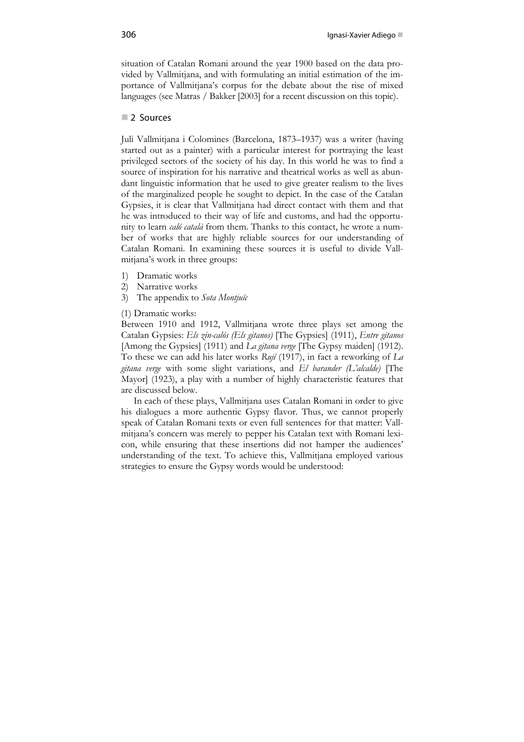situation of Catalan Romani around the year 1900 based on the data provided by Vallmitjana, and with formulating an initial estimation of the importance of Vallmitjana's corpus for the debate about the rise of mixed languages (see Matras / Bakker [2003] for a recent discussion on this topic).

## 2 Sources

Juli Vallmitjana i Colomines (Barcelona, 1873–1937) was a writer (having started out as a painter) with a particular interest for portraying the least privileged sectors of the society of his day. In this world he was to find a source of inspiration for his narrative and theatrical works as well as abundant linguistic information that he used to give greater realism to the lives of the marginalized people he sought to depict. In the case of the Catalan Gypsies, it is clear that Vallmitjana had direct contact with them and that he was introduced to their way of life and customs, and had the opportunity to learn *caló català* from them. Thanks to this contact, he wrote a number of works that are highly reliable sources for our understanding of Catalan Romani. In examining these sources it is useful to divide Vallmitjana's work in three groups:

1) Dramatic works
2) Narrative works
3) The appendix to *Sota Montjuïc*

(1) Dramatic works:
Between 1910 and 1912, Vallmitjana wrote three plays set among the Catalan Gypsies: *Els zin-calós (Els gitanos)* [The Gypsies] (1911), *Entre gitanos* [Among the Gypsies] (1911) and *La gitana verge* [The Gypsy maiden] (1912). To these we can add his later works *Rují* (1917), in fact a reworking of *La gitana verge* with some slight variations, and *El barander (L'alcalde)* [The Mayor] (1923), a play with a number of highly characteristic features that are discussed below.

In each of these plays, Vallmitjana uses Catalan Romani in order to give his dialogues a more authentic Gypsy flavor. Thus, we cannot properly speak of Catalan Romani texts or even full sentences for that matter: Vallmitjana's concern was merely to pepper his Catalan text with Romani lexicon, while ensuring that these insertions did not hamper the audiences' understanding of the text. To achieve this, Vallmitjana employed various strategies to ensure the Gypsy words would be understood: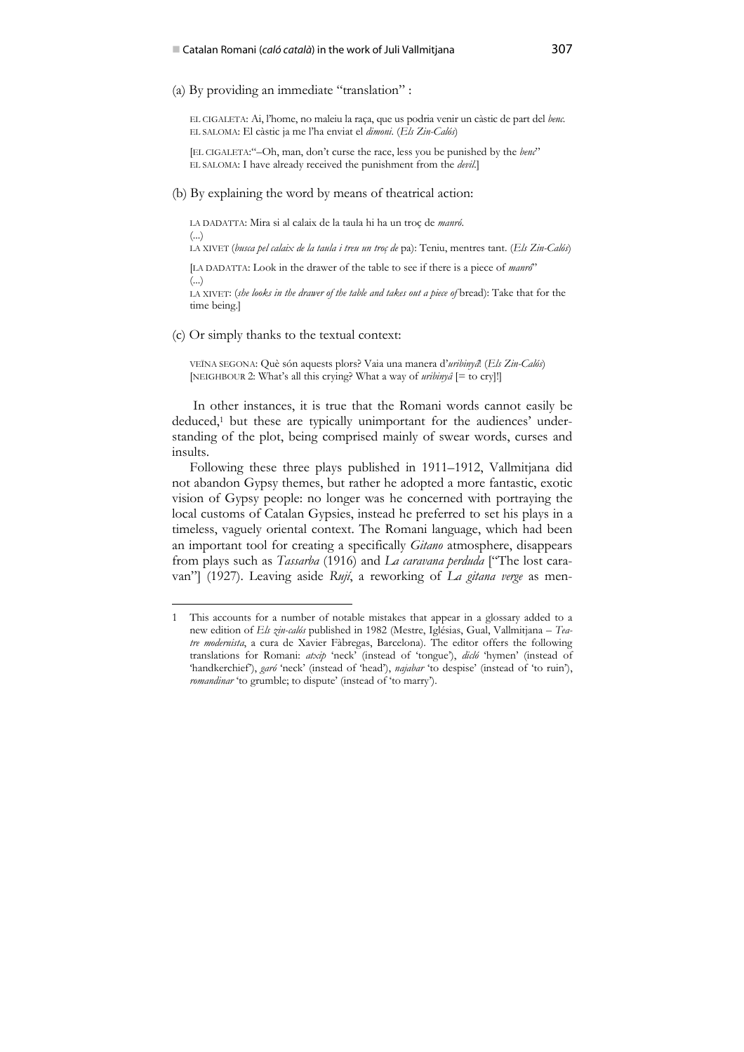(a) By providing an immediate "translation" :

> EL CIGALETA: Ai, l'home, no maleiu la raça, que us podria venir un càstic de part del *benc*.
> EL SALOMA: El càstic ja me l'ha enviat el *dimoni*. (*Els Zin-Calós*)
>
> [EL CIGALETA:"–Oh, man, don't curse the race, less you be punished by the *benc*"
> EL SALOMA: I have already received the punishment from the *devil*.]

(b) By explaining the word by means of theatrical action:

> LA DADATTA: Mira si al calaix de la taula hi ha un troç de *manró*.
> (...)
> LA XIVET (*busca pel calaix de la taula i treu un troç de* pa): Teniu, mentres tant. (*Els Zin-Calós*)
>
> [LA DADATTA: Look in the drawer of the table to see if there is a piece of *manró*"
> (...)
> LA XIVET: (*she looks in the drawer of the table and takes out a piece of* bread): Take that for the time being.]

(c) Or simply thanks to the textual context:

> VEÏNA SEGONA: Què són aquests plors? Vaia una manera d'*uribinyâ*! (*Els Zin-Calós*)
> [NEIGHBOUR 2: What's all this crying? What a way of *uribinyâ* [= to cry]!]

In other instances, it is true that the Romani words cannot easily be deduced,[1] but these are typically unimportant for the audiences' understanding of the plot, being comprised mainly of swear words, curses and insults.

Following these three plays published in 1911–1912, Vallmitjana did not abandon Gypsy themes, but rather he adopted a more fantastic, exotic vision of Gypsy people: no longer was he concerned with portraying the local customs of Catalan Gypsies, instead he preferred to set his plays in a timeless, vaguely oriental context. The Romani language, which had been an important tool for creating a specifically *Gitano* atmosphere, disappears from plays such as *Tassarba* (1916) and *La caravana perduda* ["The lost caravan"] (1927). Leaving aside *Rují*, a reworking of *La gitana verge* as men-

---

1 This accounts for a number of notable mistakes that appear in a glossary added to a new edition of *Els zin-calós* published in 1982 (Mestre, Iglésias, Gual, Vallmitjana – *Teatre modernista*, a cura de Xavier Fàbregas, Barcelona). The editor offers the following translations for Romani: *atxip* 'neck' (instead of 'tongue'), *dicló* 'hymen' (instead of 'handkerchief'), *garó* 'neck' (instead of 'head'), *najabar* 'to despise' (instead of 'to ruin'), *romandinar* 'to grumble; to dispute' (instead of 'to marry').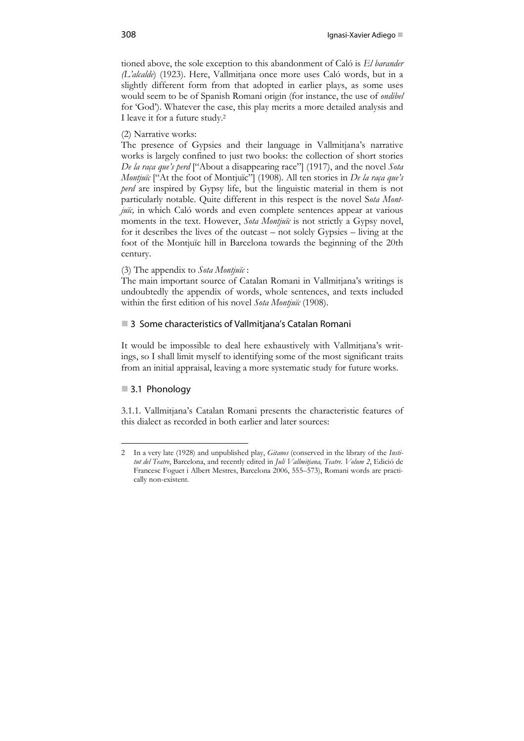tioned above, the sole exception to this abandonment of Caló is *El barander (L'alcalde)* (1923). Here, Vallmitjana once more uses Caló words, but in a slightly different form from that adopted in earlier plays, as some uses would seem to be of Spanish Romani origin (for instance, the use of *ondibel* for 'God'). Whatever the case, this play merits a more detailed analysis and I leave it for a future study.[2]

(2) Narrative works:

The presence of Gypsies and their language in Vallmitjana's narrative works is largely confined to just two books: the collection of short stories *De la raça que's perd* ["About a disappearing race"] (1917), and the novel *Sota Montjuïc* ["At the foot of Montjuïc"] (1908). All ten stories in *De la raça que's perd* are inspired by Gypsy life, but the linguistic material in them is not particularly notable. Quite different in this respect is the novel S*ota Montjuïc,* in which Caló words and even complete sentences appear at various moments in the text. However, *Sota Montjuïc* is not strictly a Gypsy novel, for it describes the lives of the outcast – not solely Gypsies – living at the foot of the Montjuïc hill in Barcelona towards the beginning of the 20th century.

(3) The appendix to *Sota Montjuïc* :

The main important source of Catalan Romani in Vallmitjana's writings is undoubtedly the appendix of words, whole sentences, and texts included within the first edition of his novel *Sota Montjuïc* (1908).

## 3 Some characteristics of Vallmitjana's Catalan Romani

It would be impossible to deal here exhaustively with Vallmitjana's writings, so I shall limit myself to identifying some of the most significant traits from an initial appraisal, leaving a more systematic study for future works.

### 3.1 Phonology

3.1.1. Vallmitjana's Catalan Romani presents the characteristic features of this dialect as recorded in both earlier and later sources:

---

2 In a very late (1928) and unpublished play, *Gitanos* (conserved in the library of the *Institut del Teatre*, Barcelona, and recently edited in *Juli Vallmitjana, Teatre. Volum 2*, Edició de Francesc Foguet i Albert Mestres, Barcelona 2006, 555–573), Romani words are practically non-existent.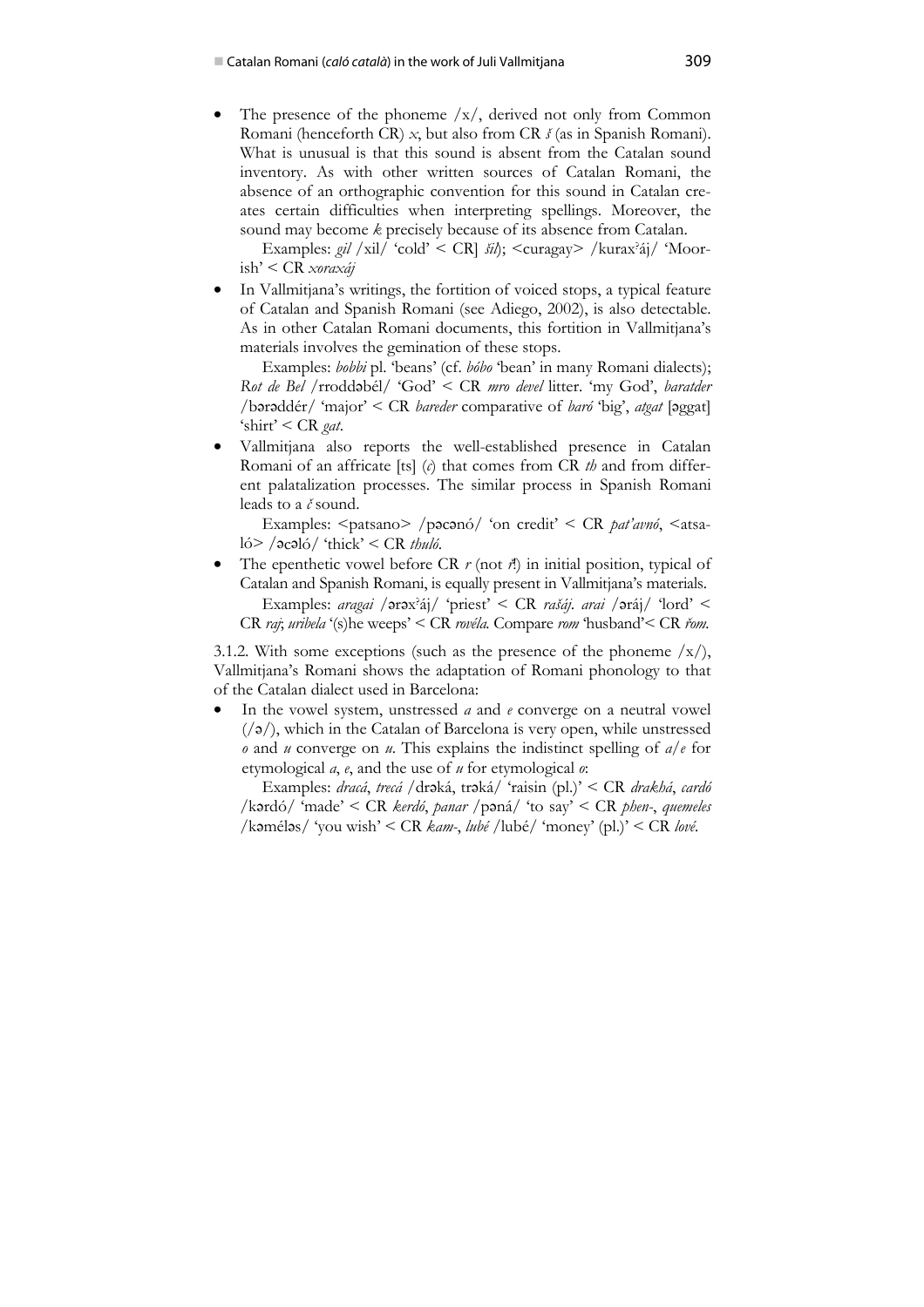- The presence of the phoneme /x/, derived not only from Common Romani (henceforth CR) *x*, but also from CR *š* (as in Spanish Romani). What is unusual is that this sound is absent from the Catalan sound inventory. As with other written sources of Catalan Romani, the absence of an orthographic convention for this sound in Catalan creates certain difficulties when interpreting spellings. Moreover, the sound may become *k* precisely because of its absence from Catalan.

  Examples: *gil* /xil/ 'cold' < CR] *šil*); <curagay> /kuraxʲáj/ 'Moorish' < CR *xoraxáj*

- In Vallmitjana's writings, the fortition of voiced stops, a typical feature of Catalan and Spanish Romani (see Adiego, 2002), is also detectable. As in other Catalan Romani documents, this fortition in Vallmitjana's materials involves the gemination of these stops.

  Examples: *bobbi* pl. 'beans' (cf. *bóbo* 'bean' in many Romani dialects); *Rot de Bel* /rroddəbél/ 'God' < CR *mro devel* litter. 'my God', *baratder* /bərəddér/ 'major' < CR *bareder* comparative of *baró* 'big', *atgat* [əggat] 'shirt' < CR *gat*.

- Vallmitjana also reports the well-established presence in Catalan Romani of an affricate [ts] (*c*) that comes from CR *th* and from different palatalization processes. The similar process in Spanish Romani leads to a *č* sound.

  Examples: <patsano> /pəcənó/ 'on credit' < CR *pat'avnó*, <atsaló> /əcəló/ 'thick' < CR *thuló*.

- The epenthetic vowel before CR *r* (not *ř*) in initial position, typical of Catalan and Spanish Romani, is equally present in Vallmitjana's materials.

  Examples: *aragai* /ərəxʲáj/ 'priest' < CR *rašáj*. *arai* /əráj/ 'lord' < CR *raj*; *uribela* '(s)he weeps' < CR *rovéla*. Compare *rom* 'husband'< CR *řom*.

3.1.2. With some exceptions (such as the presence of the phoneme /x/), Vallmitjana's Romani shows the adaptation of Romani phonology to that of the Catalan dialect used in Barcelona:

- In the vowel system, unstressed *a* and *e* converge on a neutral vowel (/ə/), which in the Catalan of Barcelona is very open, while unstressed *o* and *u* converge on *u*. This explains the indistinct spelling of *a*/*e* for etymological *a*, *e*, and the use of *u* for etymological *o*:

  Examples: *dracá*, *trecá* /drəká, trəká/ 'raisin (pl.)' < CR *drakhá*, *cardó* /kərdó/ 'made' < CR *kerdó*, *panar* /pəná/ 'to say' < CR *phen-*, *quemeles* /kəméləs/ 'you wish' < CR *kam-*, *lubé* /lubé/ 'money' (pl.)' < CR *lové*.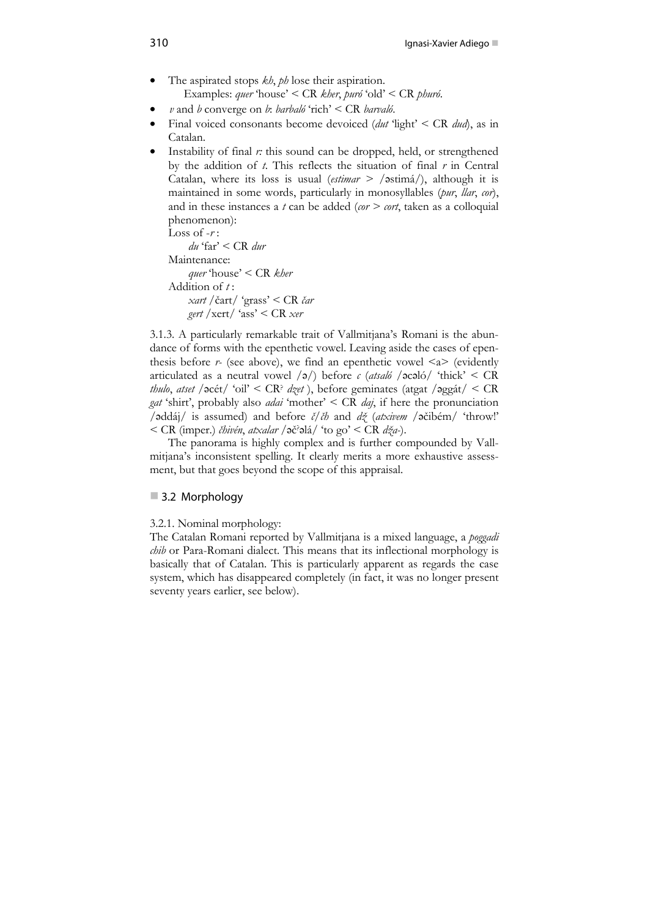- The aspirated stops *kh*, *ph* lose their aspiration.
  Examples: *quer* 'house' < CR *kher*, *puró* 'old' < CR *phuró*.
- *v* and *b* converge on *b*: *barbaló* 'rich' < CR *barvaló*.
- Final voiced consonants become devoiced (*dut* 'light' < CR *dud*), as in Catalan.
- Instability of final *r*: this sound can be dropped, held, or strengthened by the addition of *t*. This reflects the situation of final *r* in Central Catalan, where its loss is usual (*estimar* > /əstimá/), although it is maintained in some words, particularly in monosyllables (*pur*, *llar*, *cor*), and in these instances a *t* can be added (*cor* > *cort*, taken as a colloquial phenomenon):
  Loss of *-r* :
    *du* 'far' < CR *dur*
  Maintenance:
    *quer* 'house' < CR *kher*
  Addition of *t* :
    *xart* /čart/ 'grass' < CR *čar*
    *gert* /xert/ 'ass' < CR *xer*

3.1.3. A particularly remarkable trait of Vallmitjana's Romani is the abundance of forms with the epenthetic vowel. Leaving aside the cases of epenthesis before *r-* (see above), we find an epenthetic vowel <a> (evidently articulated as a neutral vowel /ə/) before *c* (*atsaló* /əcəló/ 'thick' < CR *thulo*, *atset* /əcét/ 'oil' < CR² *dzet* ), before geminates (atgat /əggát/ < CR *gat* 'shirt', probably also *adai* 'mother' < CR *daj*, if here the pronunciation /əddáj/ is assumed) and before *č*/*čh* and *dž* (*atxivem* /əčibém/ 'throw!' < CR (imper.) *čhivén*, *atxalar* /əč²əlá/ 'to go' < CR *dža-*).

The panorama is highly complex and is further compounded by Vallmitjana's inconsistent spelling. It clearly merits a more exhaustive assessment, but that goes beyond the scope of this appraisal.

## 3.2 Morphology

3.2.1. Nominal morphology:
The Catalan Romani reported by Vallmitjana is a mixed language, a *poggadi chib* or Para-Romani dialect. This means that its inflectional morphology is basically that of Catalan. This is particularly apparent as regards the case system, which has disappeared completely (in fact, it was no longer present seventy years earlier, see below).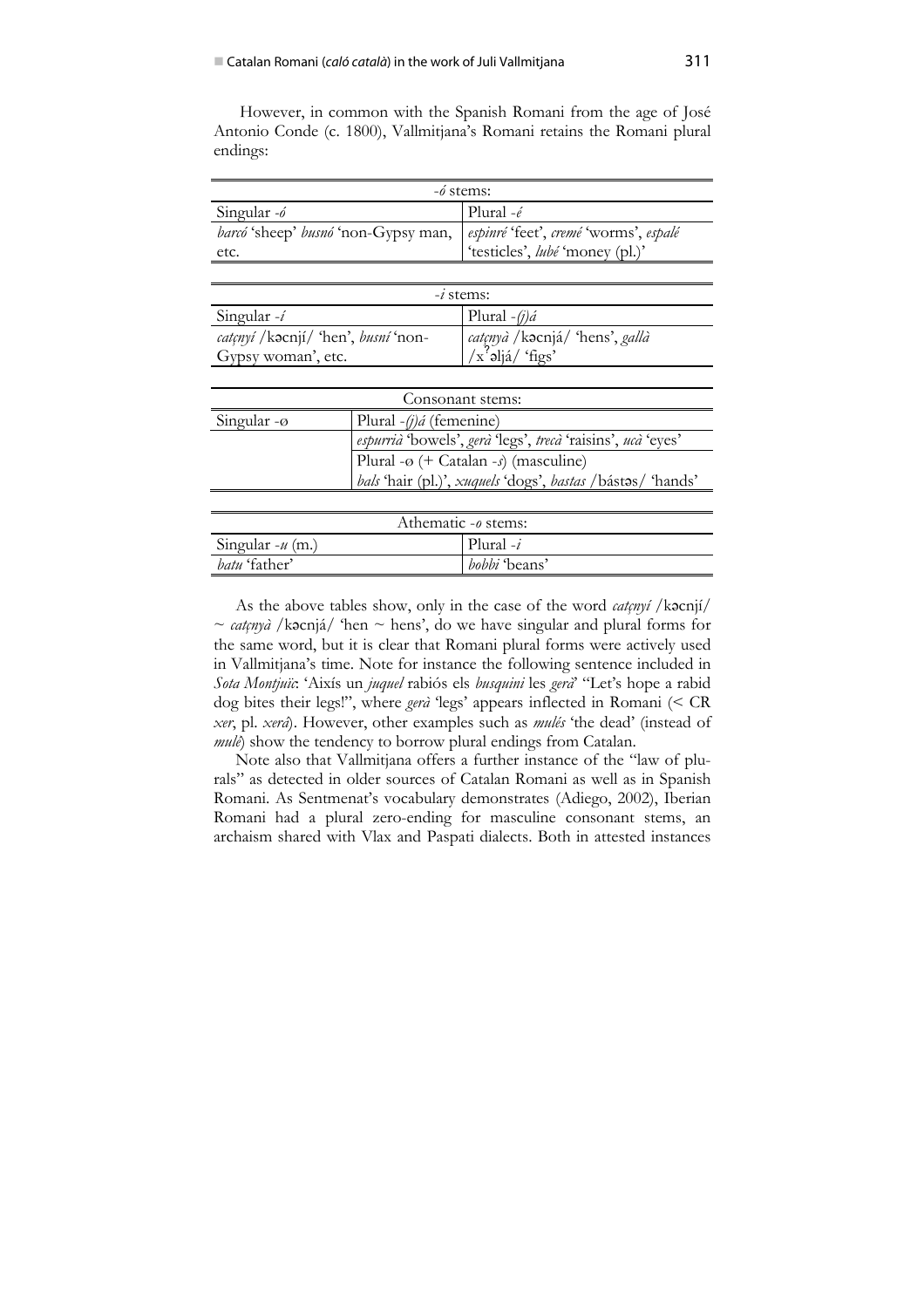However, in common with the Spanish Romani from the age of José Antonio Conde (c. 1800), Vallmitjana's Romani retains the Romani plural endings:

| *-ó* stems: | |
|---|---|
| Singular *-ó* | Plural *-é* |
| *barcó* 'sheep' *busnó* 'non-Gypsy man, etc. | *espinré* 'feet', *cremé* 'worms', *espalé* 'testicles', *lubé* 'money (pl.)' |

| *-í* stems: | |
|---|---|
| Singular *-í* | Plural *-(j)á* |
| *catçnyí* /kəcnjí/ 'hen', *busní* 'non-Gypsy woman', etc. | *catçnyà* /kəcnjá/ 'hens', *gallà* /xˀəljá/ 'figs' |

| Consonant stems: | |
|---|---|
| Singular -ø | Plural *-(j)á* (femenine) |
| | *espurrià* 'bowels', *gerà* 'legs', *trecà* 'raisins', *ucà* 'eyes' |
| | Plural -ø (+ Catalan *-s*) (masculine) |
| | *bals* 'hair (pl.)', *xuquels* 'dogs', *bastas* /bástəs/ 'hands' |

| Athematic *-o* stems: | |
|---|---|
| Singular *-u* (m.) | Plural *-i* |
| *batu* 'father' | *bobbi* 'beans' |

As the above tables show, only in the case of the word *catçnyí* /kəcnjí/ ~ *catçnyà* /kəcnjá/ 'hen ~ hens', do we have singular and plural forms for the same word, but it is clear that Romani plural forms were actively used in Vallmitjana's time. Note for instance the following sentence included in *Sota Montjuïc*: 'Així un *juquel* rabiós els *busquini* les *gerà*' "Let's hope a rabid dog bites their legs!", where *gerà* 'legs' appears inflected in Romani (< CR *xer*, pl. *xerá*). However, other examples such as *mulés* 'the dead' (instead of *mulé*) show the tendency to borrow plural endings from Catalan.

Note also that Vallmitjana offers a further instance of the "law of plurals" as detected in older sources of Catalan Romani as well as in Spanish Romani. As Sentmenat's vocabulary demonstrates (Adiego, 2002), Iberian Romani had a plural zero-ending for masculine consonant stems, an archaism shared with Vlax and Paspati dialects. Both in attested instances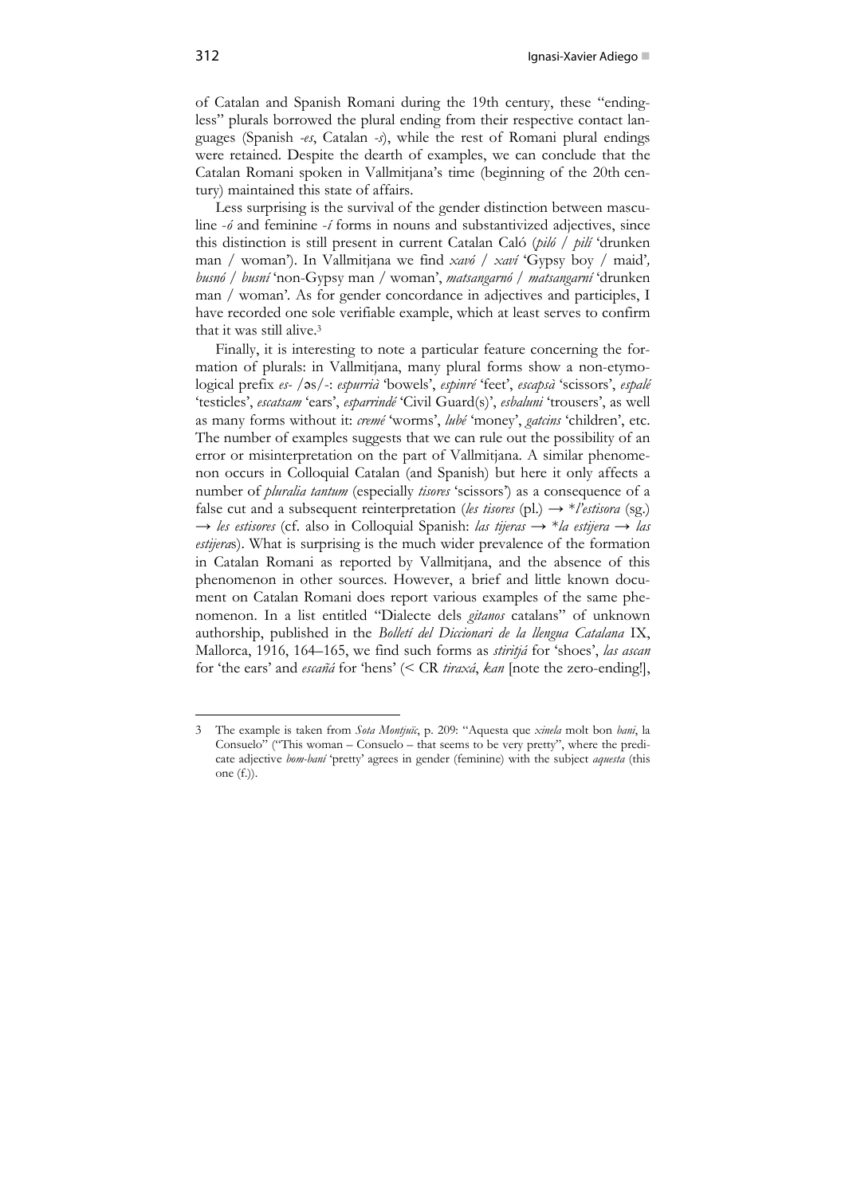of Catalan and Spanish Romani during the 19th century, these "endingless" plurals borrowed the plural ending from their respective contact languages (Spanish *-es*, Catalan *-s*), while the rest of Romani plural endings were retained. Despite the dearth of examples, we can conclude that the Catalan Romani spoken in Vallmitjana's time (beginning of the 20th century) maintained this state of affairs.

Less surprising is the survival of the gender distinction between masculine *-ó* and feminine *-í* forms in nouns and substantivized adjectives, since this distinction is still present in current Catalan Caló (*piló* / *pilí* 'drunken man / woman'). In Vallmitjana we find *xavó* / *xaví* 'Gypsy boy / maid', *busnó* / *busní* 'non-Gypsy man / woman', *matsangarnó* / *matsangarní* 'drunken man / woman'. As for gender concordance in adjectives and participles, I have recorded one sole verifiable example, which at least serves to confirm that it was still alive.[3]

Finally, it is interesting to note a particular feature concerning the formation of plurals: in Vallmitjana, many plural forms show a non-etymological prefix *es-* /əs/-: *espurrià* 'bowels', *espinré* 'feet', *escapsà* 'scissors', *espalé* 'testicles', *escatsam* 'ears', *esparrindé* 'Civil Guard(s)', *esbaluni* 'trousers', as well as many forms without it: *cremé* 'worms', *lubé* 'money', *gatcins* 'children', etc. The number of examples suggests that we can rule out the possibility of an error or misinterpretation on the part of Vallmitjana. A similar phenomenon occurs in Colloquial Catalan (and Spanish) but here it only affects a number of *pluralia tantum* (especially *tisores* 'scissors') as a consequence of a false cut and a subsequent reinterpretation (*les tisores* (pl.) → \**l'estisora* (sg.) → *les estisores* (cf. also in Colloquial Spanish: *las tijeras* → \**la estijera* → *las estijeras*). What is surprising is the much wider prevalence of the formation in Catalan Romani as reported by Vallmitjana, and the absence of this phenomenon in other sources. However, a brief and little known document on Catalan Romani does report various examples of the same phenomenon. In a list entitled "Dialecte dels *gitanos* catalans" of unknown authorship, published in the *Bolletí del Diccionari de la llengua Catalana* IX, Mallorca, 1916, 164–165, we find such forms as *stiritjá* for 'shoes', *las ascan* for 'the ears' and *escañá* for 'hens' (< CR *tiraxá*, *kan* [note the zero-ending!],

---

3 The example is taken from *Sota Montjuïc*, p. 209: "Aquesta que *xinela* molt bon *baní*, la Consuelo" ("This woman – Consuelo – that seems to be very pretty", where the predicate adjective *bom-baní* 'pretty' agrees in gender (feminine) with the subject *aquesta* (this one (f.)).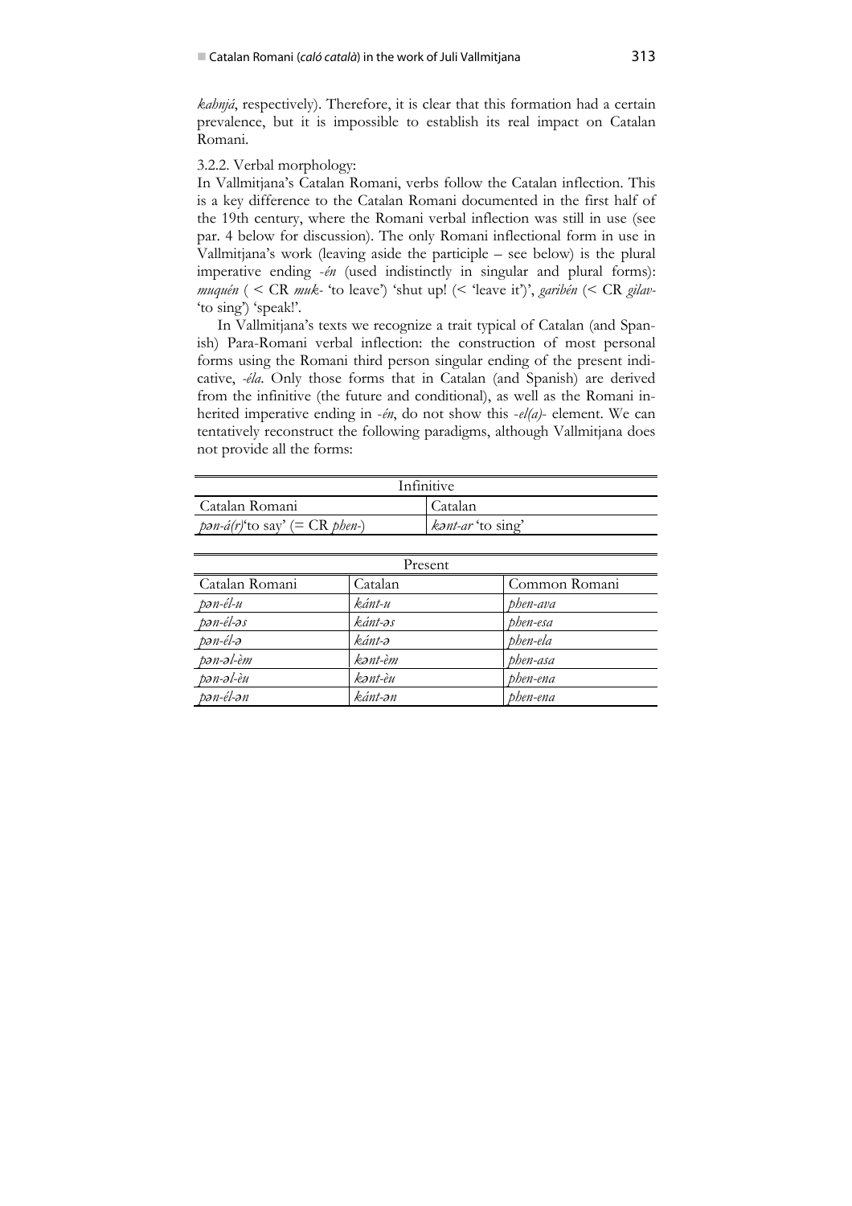*kahnjá*, respectively). Therefore, it is clear that this formation had a certain prevalence, but it is impossible to establish its real impact on Catalan Romani.

3.2.2. Verbal morphology:

In Vallmitjana's Catalan Romani, verbs follow the Catalan inflection. This is a key difference to the Catalan Romani documented in the first half of the 19th century, where the Romani verbal inflection was still in use (see par. 4 below for discussion). The only Romani inflectional form in use in Vallmitjana's work (leaving aside the participle – see below) is the plural imperative ending *-én* (used indistinctly in singular and plural forms): *muquén* ( < CR *muk-* 'to leave') 'shut up! (< 'leave it')', *garibén* (< CR *gilav-* 'to sing') 'speak!'.

In Vallmitjana's texts we recognize a trait typical of Catalan (and Spanish) Para-Romani verbal inflection: the construction of most personal forms using the Romani third person singular ending of the present indicative, *-éla*. Only those forms that in Catalan (and Spanish) are derived from the infinitive (the future and conditional), as well as the Romani inherited imperative ending in *-én*, do not show this *-el(a)-* element. We can tentatively reconstruct the following paradigms, although Vallmitjana does not provide all the forms:

| Infinitive | |
|---|---|
| Catalan Romani | Catalan |
| *pən-á(r)*'to say' (= CR *phen-*) | *kənt-ar* 'to sing' |

| Present | | |
|---|---|---|
| Catalan Romani | Catalan | Common Romani |
| *pən-él-u* | *ként-u* | *phen-ava* |
| *pən-él-əs* | *ként-əs* | *phen-esa* |
| *pən-él-ə* | *ként-ə* | *phen-ela* |
| *pən-əl-èm* | *kənt-èm* | *phen-asa* |
| *pən-əl-èu* | *kənt-èu* | *phen-ena* |
| *pən-él-ən* | *ként-ən* | *phen-ena* |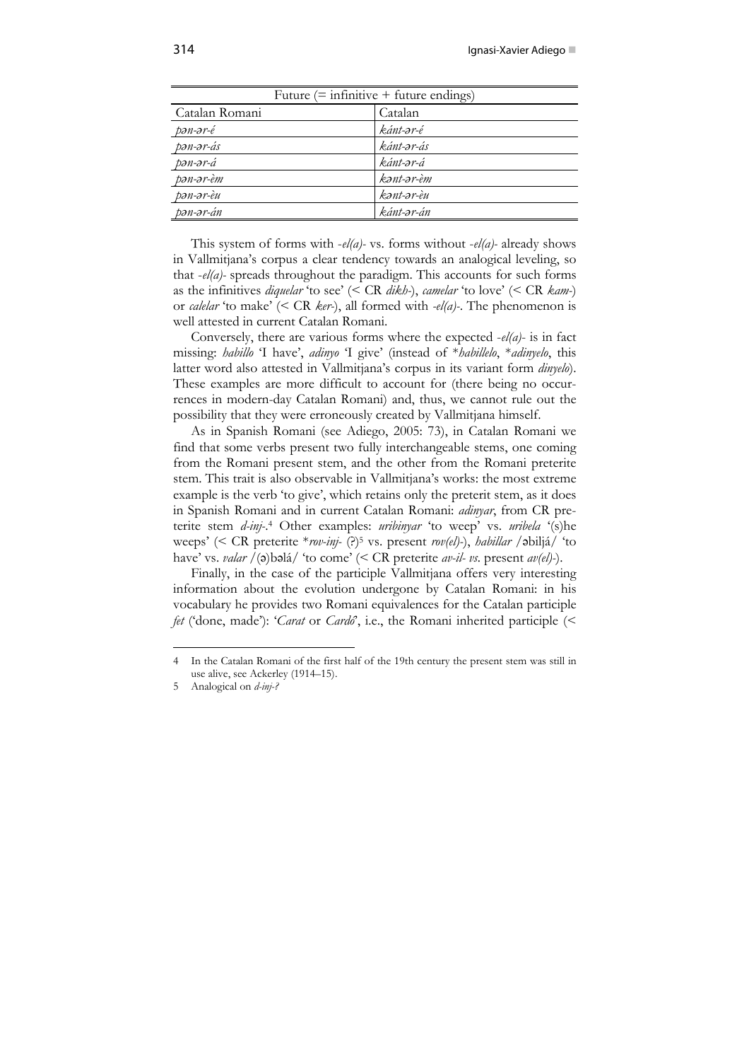| Future (= infinitive + future endings) | |
|---|---|
| Catalan Romani | Catalan |
| *pən-ər-é* | *kánt-ər-é* |
| *pən-ər-ás* | *kánt-ər-ás* |
| *pən-ər-á* | *kánt-ər-á* |
| *pən-ər-èm* | *kənt-ər-èm* |
| *pən-ər-èu* | *kənt-ər-èu* |
| *pən-ər-án* | *kánt-ər-án* |

This system of forms with *-el(a)-* vs. forms without *-el(a)-* already shows in Vallmitjana's corpus a clear tendency towards an analogical leveling, so that *-el(a)-* spreads throughout the paradigm. This accounts for such forms as the infinitives *diquelar* 'to see' (< CR *dikh-*), *camelar* 'to love' (< CR *kam-*) or *calelar* 'to make' (< CR *ker-*), all formed with *-el(a)-*. The phenomenon is well attested in current Catalan Romani.

Conversely, there are various forms where the expected *-el(a)-* is in fact missing: *habillo* 'I have', *adinyo* 'I give' (instead of \**habillelo*, \**adinyelo*, this latter word also attested in Vallmitjana's corpus in its variant form *dinyelo*). These examples are more difficult to account for (there being no occurrences in modern-day Catalan Romani) and, thus, we cannot rule out the possibility that they were erroneously created by Vallmitjana himself.

As in Spanish Romani (see Adiego, 2005: 73), in Catalan Romani we find that some verbs present two fully interchangeable stems, one coming from the Romani present stem, and the other from the Romani preterite stem. This trait is also observable in Vallmitjana's works: the most extreme example is the verb 'to give', which retains only the preterit stem, as it does in Spanish Romani and in current Catalan Romani: *adinyar*, from CR preterite stem *d-inj-*.[4] Other examples: *uribinyar* 'to weep' vs. *uribela* '(s)he weeps' (< CR preterite \**rov-inj-* (?)[5] vs. present *rov(el)-*), *habillar* /əbiljá/ 'to have' vs. *valar* /(ə)bəlá/ 'to come' (< CR preterite *av-il- vs.* present *av(el)-*).

Finally, in the case of the participle Vallmitjana offers very interesting information about the evolution undergone by Catalan Romani: in his vocabulary he provides two Romani equivalences for the Catalan participle *fet* ('done, made'): '*Carat* or *Cardó*', i.e., the Romani inherited participle (<

---

4 In the Catalan Romani of the first half of the 19th century the present stem was still in use alive, see Ackerley (1914–15).

5 Analogical on *d-inj-?*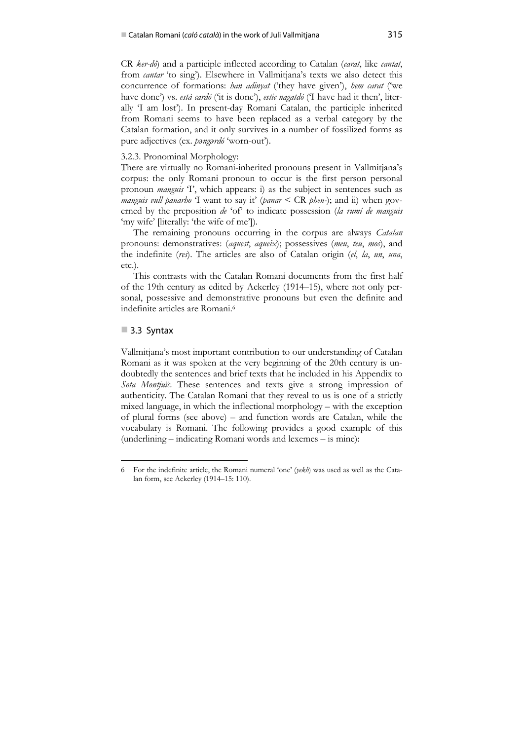CR *ker-dó*) and a participle inflected according to Catalan (*carat*, like *cantat*, from *cantar* 'to sing'). Elsewhere in Vallmitjana's texts we also detect this concurrence of formations: *han adinyat* ('they have given'), *hem carat* ('we have done') vs. *està cardó* ('it is done'), *estic nagatdó* ('I have had it then', literally 'I am lost'). In present-day Romani Catalan, the participle inherited from Romani seems to have been replaced as a verbal category by the Catalan formation, and it only survives in a number of fossilized forms as pure adjectives (ex. *pəngərdó* 'worn-out').

3.2.3. Pronominal Morphology:

There are virtually no Romani-inherited pronouns present in Vallmitjana's corpus: the only Romani pronoun to occur is the first person personal pronoun *manguis* 'I', which appears: i) as the subject in sentences such as *manguis vull panarho* 'I want to say it' (*panar* < CR *phen-*); and ii) when governed by the preposition *de* 'of' to indicate possession (*la rumí de manguis* 'my wife' [literally: 'the wife of me']).

The remaining pronouns occurring in the corpus are always *Catalan* pronouns: demonstratives: (*aquest*, *aqueix*); possessives (*meu*, *teu*, *mos*), and the indefinite (*res*). The articles are also of Catalan origin (*el*, *la*, *un*, *una*, etc.).

This contrasts with the Catalan Romani documents from the first half of the 19th century as edited by Ackerley (1914–15), where not only personal, possessive and demonstrative pronouns but even the definite and indefinite articles are Romani.[6]

## 3.3 Syntax

Vallmitjana's most important contribution to our understanding of Catalan Romani as it was spoken at the very beginning of the 20th century is undoubtedly the sentences and brief texts that he included in his Appendix to *Sota Montjuïc*. These sentences and texts give a strong impression of authenticity. The Catalan Romani that they reveal to us is one of a strictly mixed language, in which the inflectional morphology – with the exception of plural forms (see above) – and function words are Catalan, while the vocabulary is Romani. The following provides a good example of this (underlining – indicating Romani words and lexemes – is mine):

---

6 For the indefinite article, the Romani numeral 'one' (*yekh*) was used as well as the Catalan form, see Ackerley (1914–15: 110).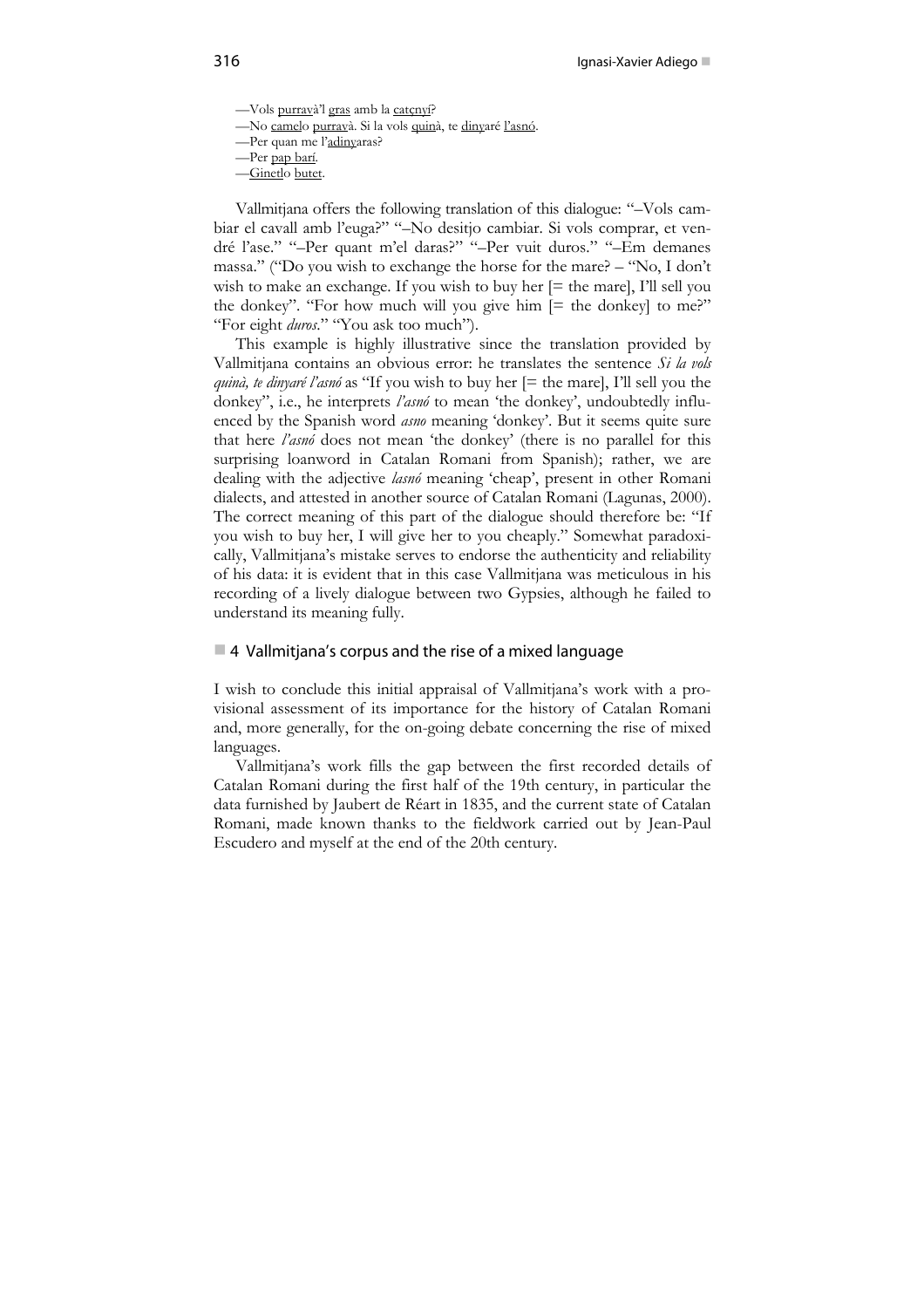—Vols <u>purravà</u>'l <u>gras</u> amb la <u>catçnyí</u>?
—No <u>camel</u>o <u>purravà</u>. Si la vols <u>quinà</u>, te <u>diny</u>aré <u>l'asnó</u>.
—Per quan me l'<u>adiny</u>aras?
—Per <u>pap barí</u>.
—<u>Ginet</u>lo <u>butet</u>.

Vallmitjana offers the following translation of this dialogue: "–Vols cambiar el cavall amb l'euga?" "–No desitjo cambiar. Si vols comprar, et vendré l'ase." "–Per quant m'el daras?" "–Per vuit duros." "–Em demanes massa." ("Do you wish to exchange the horse for the mare? – "No, I don't wish to make an exchange. If you wish to buy her [= the mare], I'll sell you the donkey". "For how much will you give him [= the donkey] to me?" "For eight *duros*." "You ask too much").

This example is highly illustrative since the translation provided by Vallmitjana contains an obvious error: he translates the sentence *Si la vols quinà, te dinyaré l'asnó* as "If you wish to buy her [= the mare], I'll sell you the donkey", i.e., he interprets *l'asnó* to mean 'the donkey', undoubtedly influenced by the Spanish word *asno* meaning 'donkey'. But it seems quite sure that here *l'asnó* does not mean 'the donkey' (there is no parallel for this surprising loanword in Catalan Romani from Spanish); rather, we are dealing with the adjective *lasnó* meaning 'cheap', present in other Romani dialects, and attested in another source of Catalan Romani (Lagunas, 2000). The correct meaning of this part of the dialogue should therefore be: "If you wish to buy her, I will give her to you cheaply." Somewhat paradoxically, Vallmitjana's mistake serves to endorse the authenticity and reliability of his data: it is evident that in this case Vallmitjana was meticulous in his recording of a lively dialogue between two Gypsies, although he failed to understand its meaning fully.

## 4 Vallmitjana's corpus and the rise of a mixed language

I wish to conclude this initial appraisal of Vallmitjana's work with a provisional assessment of its importance for the history of Catalan Romani and, more generally, for the on-going debate concerning the rise of mixed languages.

Vallmitjana's work fills the gap between the first recorded details of Catalan Romani during the first half of the 19th century, in particular the data furnished by Jaubert de Réart in 1835, and the current state of Catalan Romani, made known thanks to the fieldwork carried out by Jean-Paul Escudero and myself at the end of the 20th century.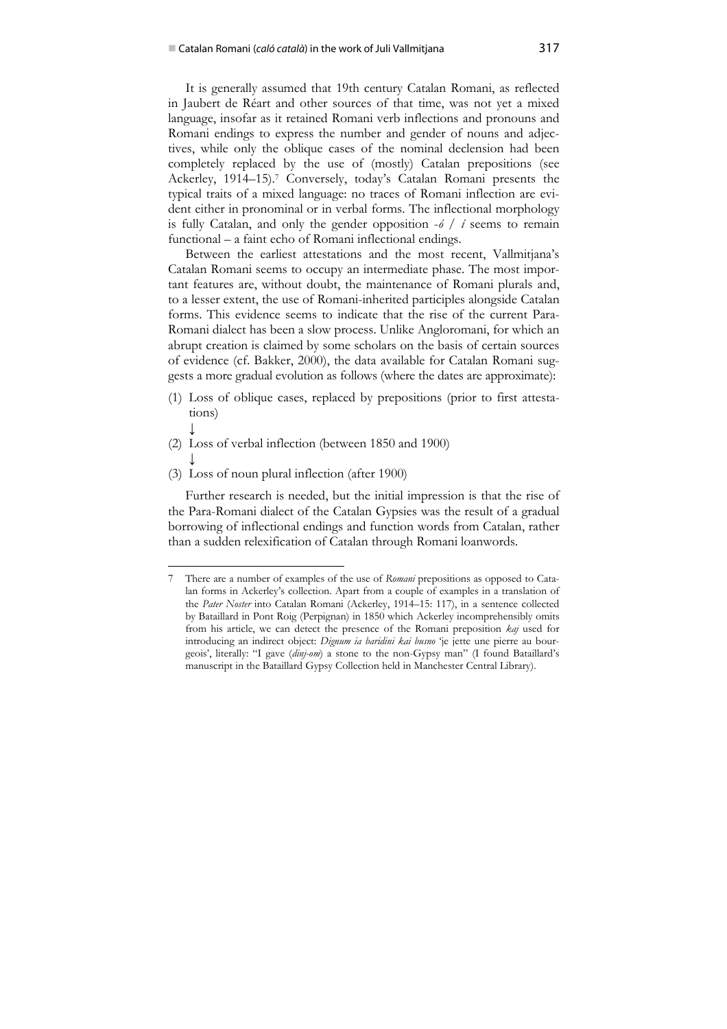It is generally assumed that 19th century Catalan Romani, as reflected in Jaubert de Réart and other sources of that time, was not yet a mixed language, insofar as it retained Romani verb inflections and pronouns and Romani endings to express the number and gender of nouns and adjectives, while only the oblique cases of the nominal declension had been completely replaced by the use of (mostly) Catalan prepositions (see Ackerley, 1914–15).[7] Conversely, today's Catalan Romani presents the typical traits of a mixed language: no traces of Romani inflection are evident either in pronominal or in verbal forms. The inflectional morphology is fully Catalan, and only the gender opposition *-ó* / *í* seems to remain functional – a faint echo of Romani inflectional endings.

Between the earliest attestations and the most recent, Vallmitjana's Catalan Romani seems to occupy an intermediate phase. The most important features are, without doubt, the maintenance of Romani plurals and, to a lesser extent, the use of Romani-inherited participles alongside Catalan forms. This evidence seems to indicate that the rise of the current Para-Romani dialect has been a slow process. Unlike Angloromani, for which an abrupt creation is claimed by some scholars on the basis of certain sources of evidence (cf. Bakker, 2000), the data available for Catalan Romani suggests a more gradual evolution as follows (where the dates are approximate):

(1) Loss of oblique cases, replaced by prepositions (prior to first attestations)
↓
(2) Loss of verbal inflection (between 1850 and 1900)
↓
(3) Loss of noun plural inflection (after 1900)

Further research is needed, but the initial impression is that the rise of the Para-Romani dialect of the Catalan Gypsies was the result of a gradual borrowing of inflectional endings and function words from Catalan, rather than a sudden relexification of Catalan through Romani loanwords.

---

7 There are a number of examples of the use of *Romani* prepositions as opposed to Catalan forms in Ackerley's collection. Apart from a couple of examples in a translation of the *Pater Noster* into Catalan Romani (Ackerley, 1914–15: 117), in a sentence collected by Bataillard in Pont Roig (Perpignan) in 1850 which Ackerley incomprehensibly omits from his article, we can detect the presence of the Romani preposition *kaj* used for introducing an indirect object: *Dignum ia baridini kai busno* 'je jette une pierre au bourgeois', literally: "I gave (*dinj-om*) a stone to the non-Gypsy man" (I found Bataillard's manuscript in the Bataillard Gypsy Collection held in Manchester Central Library).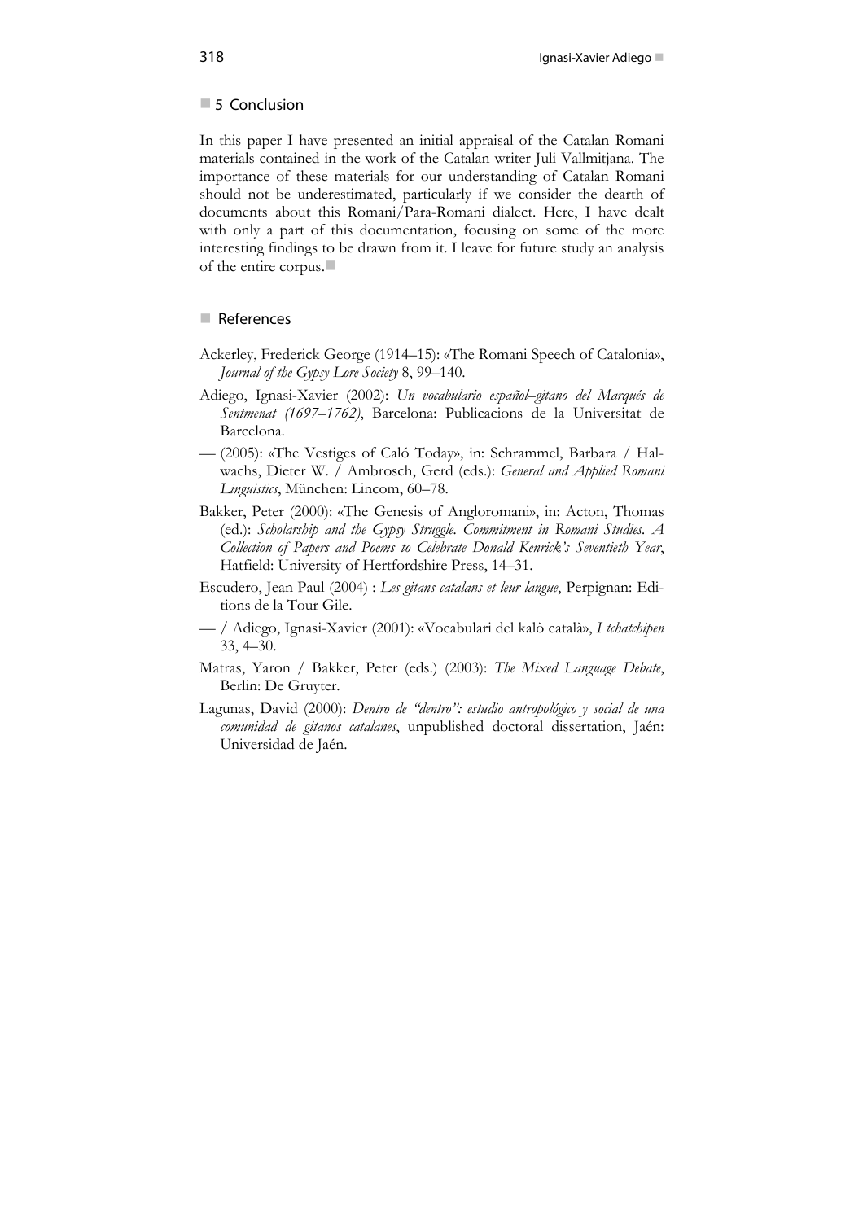## 5 Conclusion

In this paper I have presented an initial appraisal of the Catalan Romani materials contained in the work of the Catalan writer Juli Vallmitjana. The importance of these materials for our understanding of Catalan Romani should not be underestimated, particularly if we consider the dearth of documents about this Romani/Para-Romani dialect. Here, I have dealt with only a part of this documentation, focusing on some of the more interesting findings to be drawn from it. I leave for future study an analysis of the entire corpus.

## References

Ackerley, Frederick George (1914–15): «The Romani Speech of Catalonia», *Journal of the Gypsy Lore Society* 8, 99–140.

Adiego, Ignasi-Xavier (2002): *Un vocabulario español–gitano del Marqués de Sentmenat (1697–1762)*, Barcelona: Publicacions de la Universitat de Barcelona.

— (2005): «The Vestiges of Caló Today», in: Schrammel, Barbara / Halwachs, Dieter W. / Ambrosch, Gerd (eds.): *General and Applied Romani Linguistics*, München: Lincom, 60–78.

Bakker, Peter (2000): «The Genesis of Angloromani», in: Acton, Thomas (ed.): *Scholarship and the Gypsy Struggle. Commitment in Romani Studies. A Collection of Papers and Poems to Celebrate Donald Kenrick's Seventieth Year*, Hatfield: University of Hertfordshire Press, 14–31.

Escudero, Jean Paul (2004) : *Les gitans catalans et leur langue*, Perpignan: Editions de la Tour Gile.

— / Adiego, Ignasi-Xavier (2001): «Vocabulari del kalò català», *I tchatchipen* 33, 4–30.

Matras, Yaron / Bakker, Peter (eds.) (2003): *The Mixed Language Debate*, Berlin: De Gruyter.

Lagunas, David (2000): *Dentro de "dentro": estudio antropológico y social de una comunidad de gitanos catalanes*, unpublished doctoral dissertation, Jaén: Universidad de Jaén.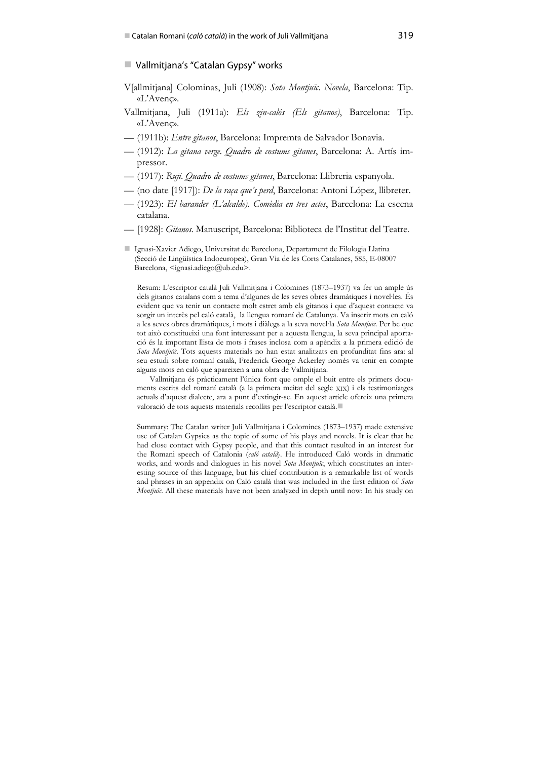## Vallmitjana's "Catalan Gypsy" works

V[allmitjana] Colominas, Juli (1908): *Sota Montjuïc. Novela*, Barcelona: Tip. «L'Avenç».

Vallmitjana, Juli (1911a): *Els zin-calós (Els gitanos)*, Barcelona: Tip. «L'Avenç».

— (1911b): *Entre gitanos*, Barcelona: Impremta de Salvador Bonavia.

— (1912): *La gitana verge. Quadro de costums gitanes*, Barcelona: A. Artís impressor.

— (1917): *Rují. Quadro de costums gitanes*, Barcelona: Llibreria espanyola.

— (no date [1917]): *De la raça que's perd*, Barcelona: Antoni López, llibreter.

— (1923): *El barander (L'alcalde). Comèdia en tres actes*, Barcelona: La escena catalana.

— [1928]: *Gitanos.* Manuscript, Barcelona: Biblioteca de l'Institut del Teatre.

Ignasi-Xavier Adiego, Universitat de Barcelona, Departament de Filologia Llatina (Secció de Lingüística Indoeuropea), Gran Via de les Corts Catalanes, 585, E-08007 Barcelona, <ignasi.adiego@ub.edu>.

Resum: L'escriptor català Juli Vallmitjana i Colomines (1873–1937) va fer un ample ús dels gitanos catalans com a tema d'algunes de les seves obres dramàtiques i novel·les. És evident que va tenir un contacte molt estret amb els gitanos i que d'aquest contacte va sorgir un interès pel caló català, la llengua romaní de Catalunya. Va inserir mots en caló a les seves obres dramàtiques, i mots i diàlegs a la seva novel·la *Sota Montjuïc*. Per be que tot això constitueixi una font interessant per a aquesta llengua, la seva principal aportació és la important llista de mots i frases inclosa com a apèndix a la primera edició de *Sota Montjuïc*. Tots aquests materials no han estat analitzats en profunditat fins ara: al seu estudi sobre romaní català, Frederick George Ackerley només va tenir en compte alguns mots en caló que apareixen a una obra de Vallmitjana.

Vallmitjana és pràcticament l'única font que omple el buit entre els primers documents escrits del romaní català (a la primera meitat del segle XIX) i els testimoniatges actuals d'aquest dialecte, ara a punt d'extingir-se. En aquest article ofereix una primera valoració de tots aquests materials recollits per l'escriptor català.

Summary: The Catalan writer Juli Vallmitjana i Colomines (1873–1937) made extensive use of Catalan Gypsies as the topic of some of his plays and novels. It is clear that he had close contact with Gypsy people, and that this contact resulted in an interest for the Romani speech of Catalonia (*caló català*). He introduced Caló words in dramatic works, and words and dialogues in his novel *Sota Montjuïc*, which constitutes an interesting source of this language, but his chief contribution is a remarkable list of words and phrases in an appendix on Caló català that was included in the first edition of *Sota Montjuïc*. All these materials have not been analyzed in depth until now: In his study on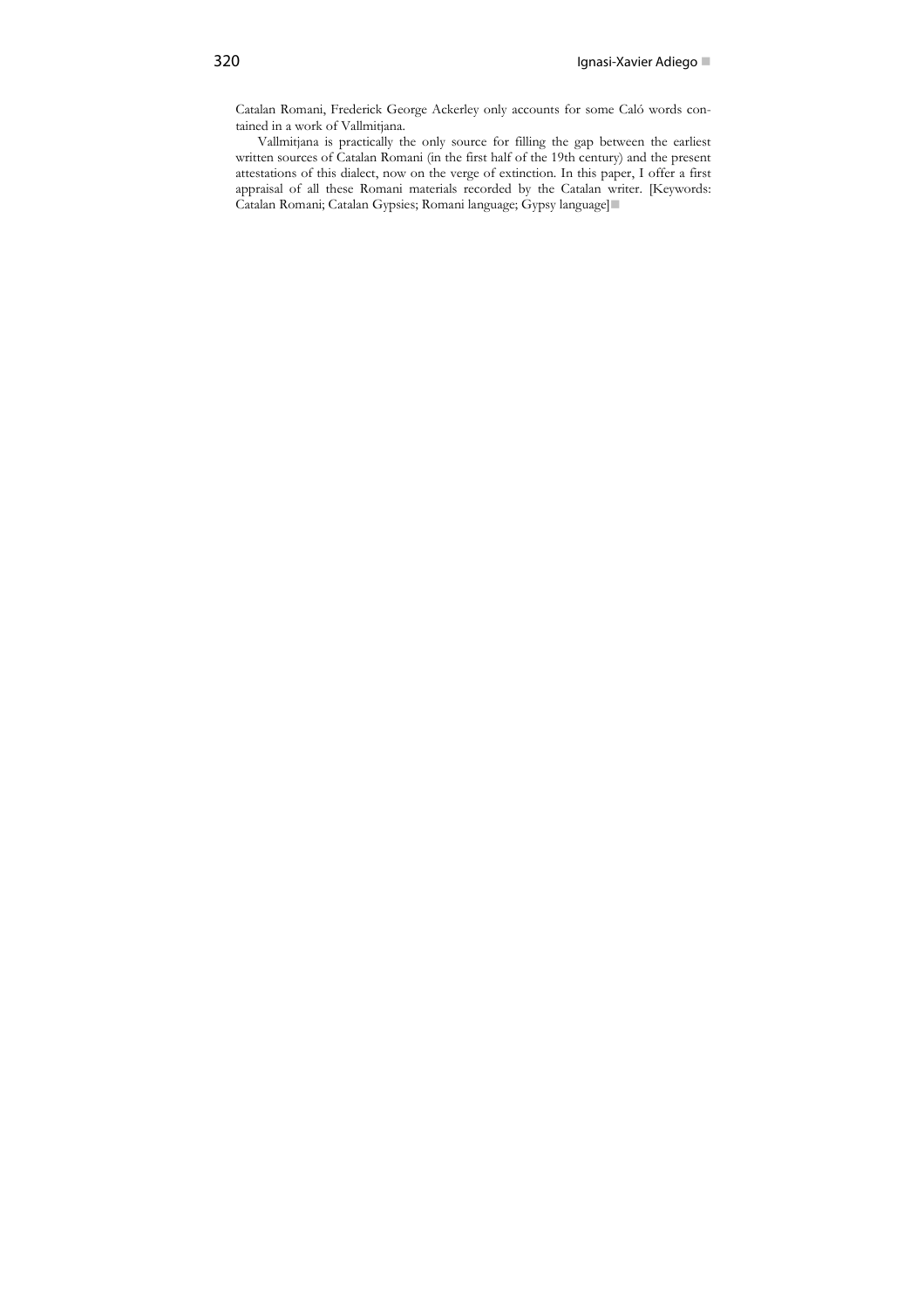Catalan Romani, Frederick George Ackerley only accounts for some Caló words contained in a work of Vallmitjana.

Vallmitjana is practically the only source for filling the gap between the earliest written sources of Catalan Romani (in the first half of the 19th century) and the present attestations of this dialect, now on the verge of extinction. In this paper, I offer a first appraisal of all these Romani materials recorded by the Catalan writer. [Keywords: Catalan Romani; Catalan Gypsies; Romani language; Gypsy language]